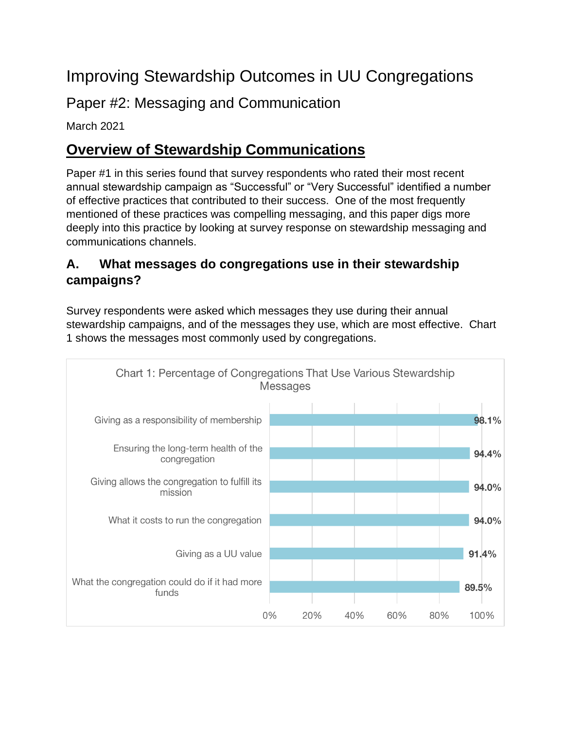# Improving Stewardship Outcomes in UU Congregations

## Paper #2: Messaging and Communication

March 2021

## Overview of Stewardship Communications

Paper #1 in this series found that survey respondents who rated their most recent annual stewardship campaign as "Successful" or "Very Successful" identified a number of effective practices that contributed to their success. One of the most frequently mentioned of these practices was compelling messaging, and this paper digs more deeply into this practice by looking at survey response on stewardship messaging and communications channels.

### A. What messages do congregations use in their stewardship campaigns?

Survey respondents were asked which messages they use during their annual stewardship campaigns, and of the messages they use, which are most effective. Chart 1 shows the messages most commonly used by congregations.

Chart 1: Percentage of Congregations That Use Various Stewardship Messages

| Message | Percentage |
| --- | --- |
| Giving as a responsibility of membership | 98.1% |
| Ensuring the long-term health of the congregation | 94.4% |
| Giving allows the congregation to fulfill its mission | 94.0% |
| What it costs to run the congregation | 94.0% |
| Giving as a UU value | 91.4% |
| What the congregation could do if it had more funds | 89.5% |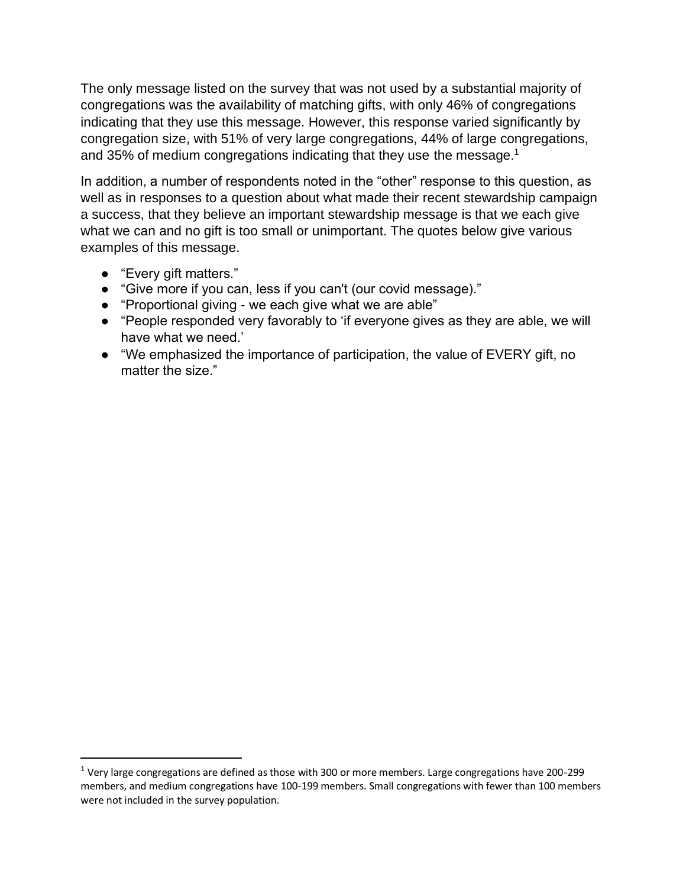The only message listed on the survey that was not used by a substantial majority of congregations was the availability of matching gifts, with only 46% of congregations indicating that they use this message. However, this response varied significantly by congregation size, with 51% of very large congregations, 44% of large congregations, and 35% of medium congregations indicating that they use the message.[1]

In addition, a number of respondents noted in the "other" response to this question, as well as in responses to a question about what made their recent stewardship campaign a success, that they believe an important stewardship message is that we each give what we can and no gift is too small or unimportant. The quotes below give various examples of this message.

- "Every gift matters."
- "Give more if you can, less if you can't (our covid message)."
- "Proportional giving - we each give what we are able"
- "People responded very favorably to 'if everyone gives as they are able, we will have what we need.'
- "We emphasized the importance of participation, the value of EVERY gift, no matter the size."

---

[1] Very large congregations are defined as those with 300 or more members. Large congregations have 200-299 members, and medium congregations have 100-199 members. Small congregations with fewer than 100 members were not included in the survey population.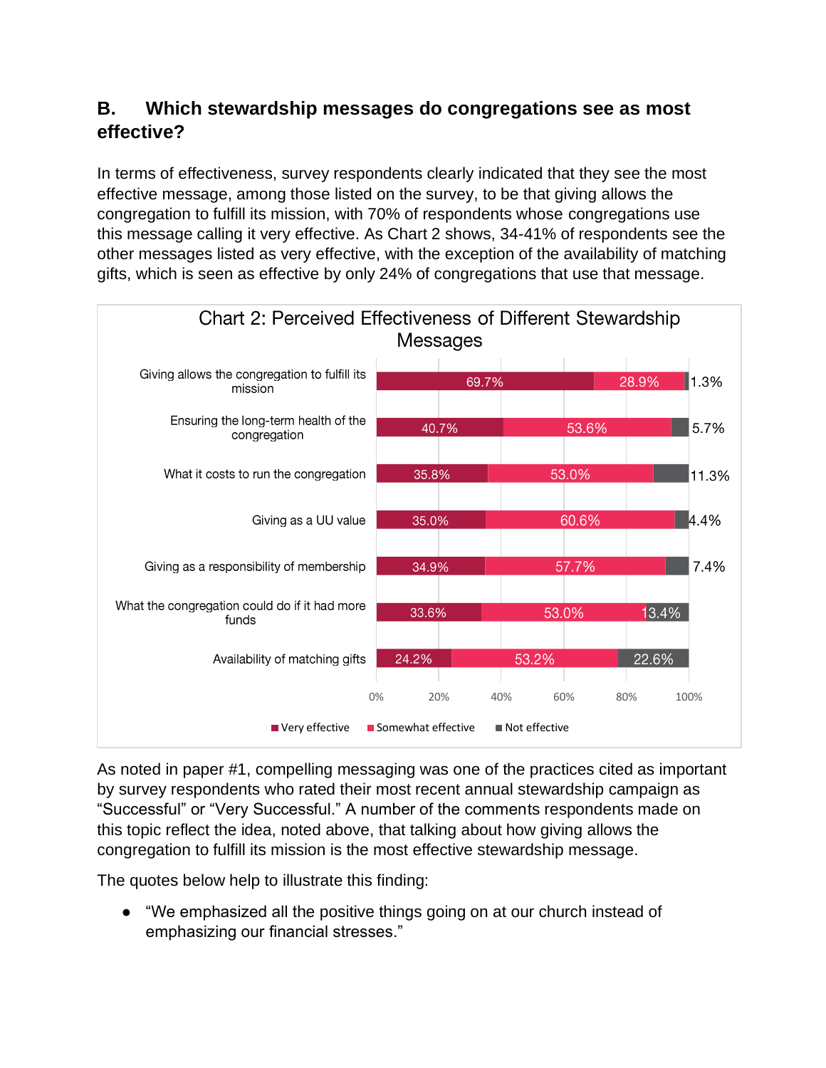## B. Which stewardship messages do congregations see as most effective?

In terms of effectiveness, survey respondents clearly indicated that they see the most effective message, among those listed on the survey, to be that giving allows the congregation to fulfill its mission, with 70% of respondents whose congregations use this message calling it very effective. As Chart 2 shows, 34-41% of respondents see the other messages listed as very effective, with the exception of the availability of matching gifts, which is seen as effective by only 24% of congregations that use that message.

**Chart 2: Perceived Effectiveness of Different Stewardship Messages**

| Message | Very effective | Somewhat effective | Not effective |
|---|---|---|---|
| Giving allows the congregation to fulfill its mission | 69.7% | 28.9% | 1.3% |
| Ensuring the long-term health of the congregation | 40.7% | 53.6% | 5.7% |
| What it costs to run the congregation | 35.8% | 53.0% | 11.3% |
| Giving as a UU value | 35.0% | 60.6% | 4.4% |
| Giving as a responsibility of membership | 34.9% | 57.7% | 7.4% |
| What the congregation could do if it had more funds | 33.6% | 53.0% | 13.4% |
| Availability of matching gifts | 24.2% | 53.2% | 22.6% |

As noted in paper #1, compelling messaging was one of the practices cited as important by survey respondents who rated their most recent annual stewardship campaign as "Successful" or "Very Successful." A number of the comments respondents made on this topic reflect the idea, noted above, that talking about how giving allows the congregation to fulfill its mission is the most effective stewardship message.

The quotes below help to illustrate this finding:

- "We emphasized all the positive things going on at our church instead of emphasizing our financial stresses."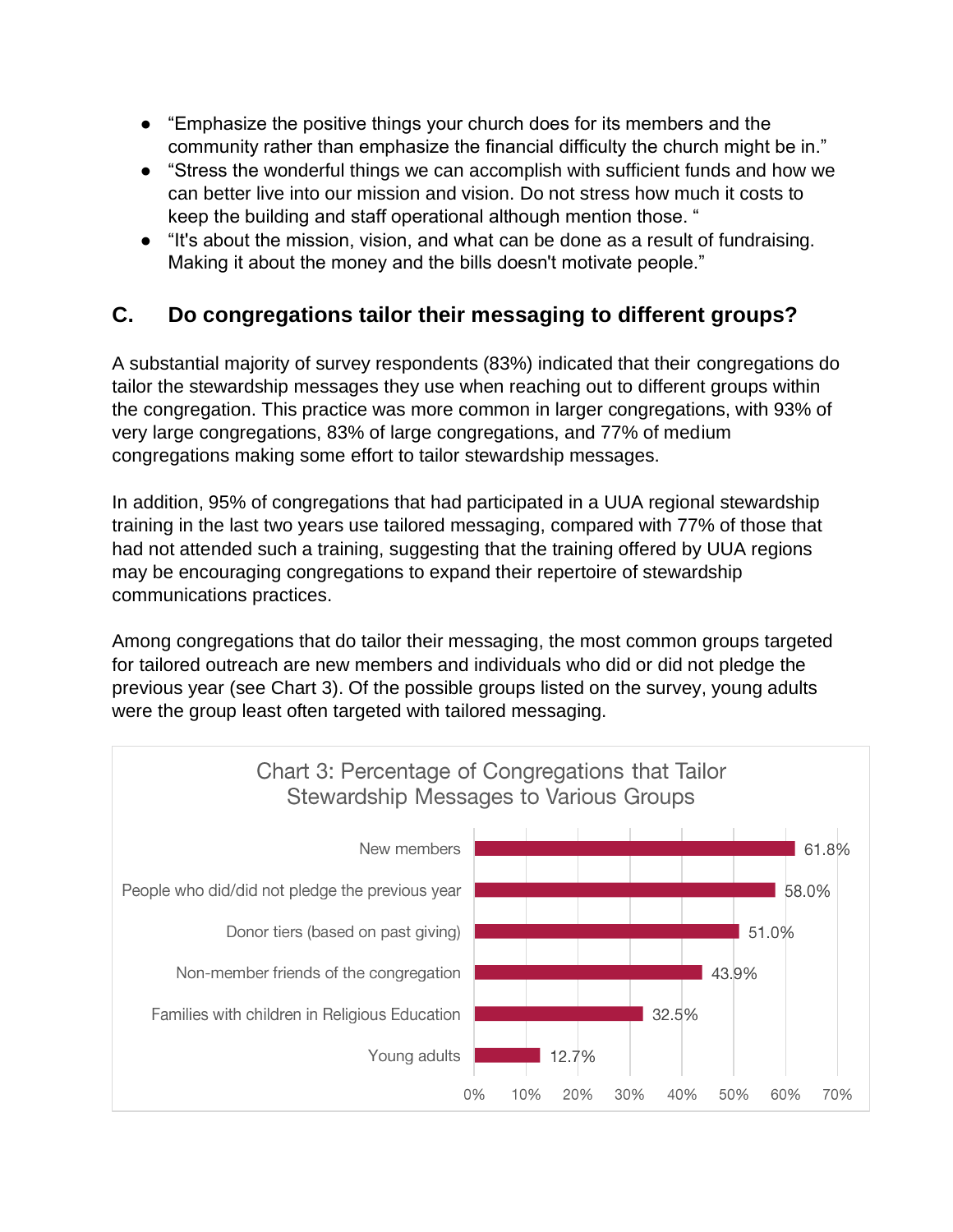- “Emphasize the positive things your church does for its members and the community rather than emphasize the financial difficulty the church might be in.”
- “Stress the wonderful things we can accomplish with sufficient funds and how we can better live into our mission and vision. Do not stress how much it costs to keep the building and staff operational although mention those. “
- “It's about the mission, vision, and what can be done as a result of fundraising. Making it about the money and the bills doesn't motivate people.”

## C. Do congregations tailor their messaging to different groups?

A substantial majority of survey respondents (83%) indicated that their congregations do tailor the stewardship messages they use when reaching out to different groups within the congregation. This practice was more common in larger congregations, with 93% of very large congregations, 83% of large congregations, and 77% of medium congregations making some effort to tailor stewardship messages.

In addition, 95% of congregations that had participated in a UUA regional stewardship training in the last two years use tailored messaging, compared with 77% of those that had not attended such a training, suggesting that the training offered by UUA regions may be encouraging congregations to expand their repertoire of stewardship communications practices.

Among congregations that do tailor their messaging, the most common groups targeted for tailored outreach are new members and individuals who did or did not pledge the previous year (see Chart 3). Of the possible groups listed on the survey, young adults were the group least often targeted with tailored messaging.

**Chart 3: Percentage of Congregations that Tailor Stewardship Messages to Various Groups**

| Group | Percentage |
| --- | --- |
| New members | 61.8% |
| People who did/did not pledge the previous year | 58.0% |
| Donor tiers (based on past giving) | 51.0% |
| Non-member friends of the congregation | 43.9% |
| Families with children in Religious Education | 32.5% |
| Young adults | 12.7% |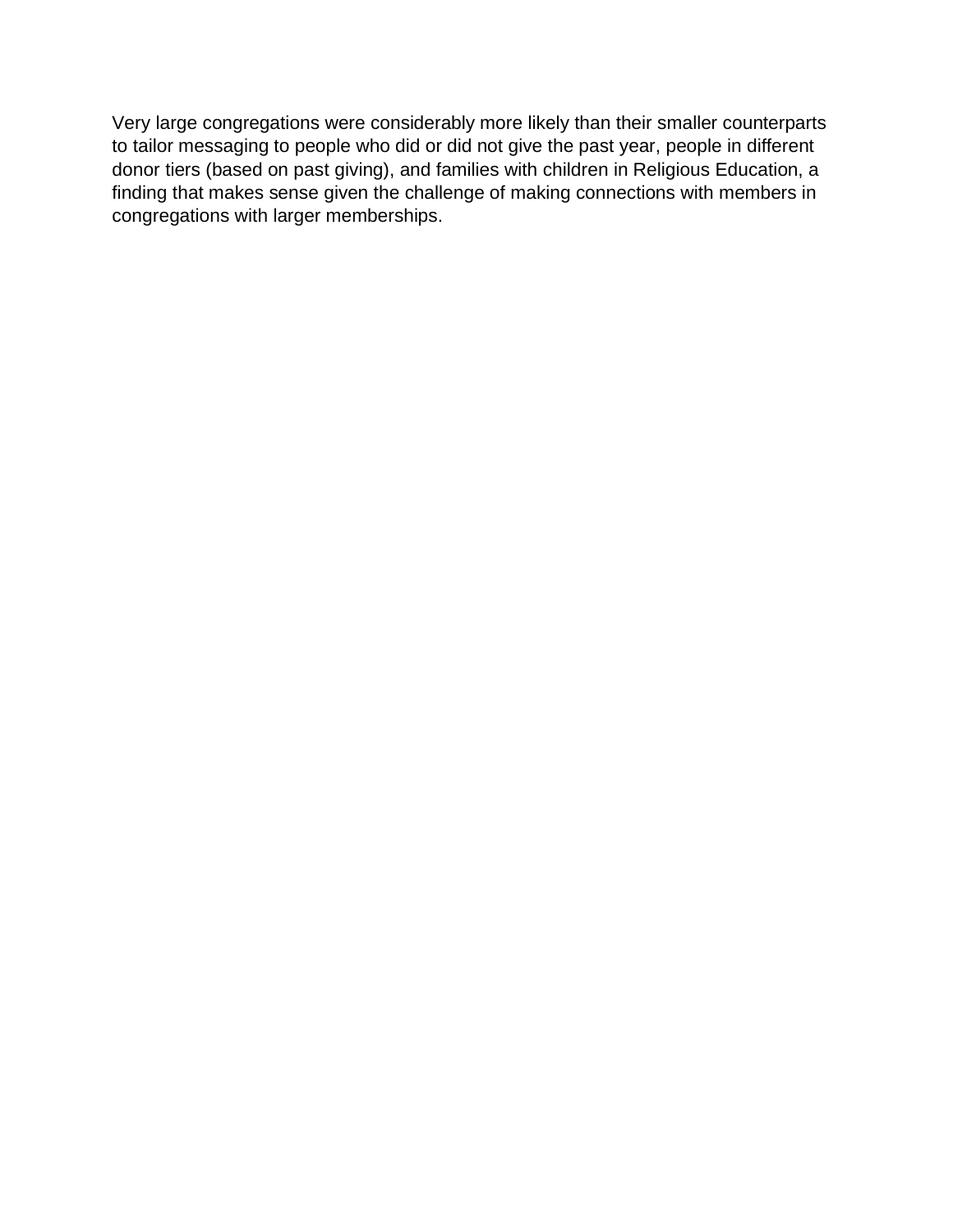Very large congregations were considerably more likely than their smaller counterparts to tailor messaging to people who did or did not give the past year, people in different donor tiers (based on past giving), and families with children in Religious Education, a finding that makes sense given the challenge of making connections with members in congregations with larger memberships.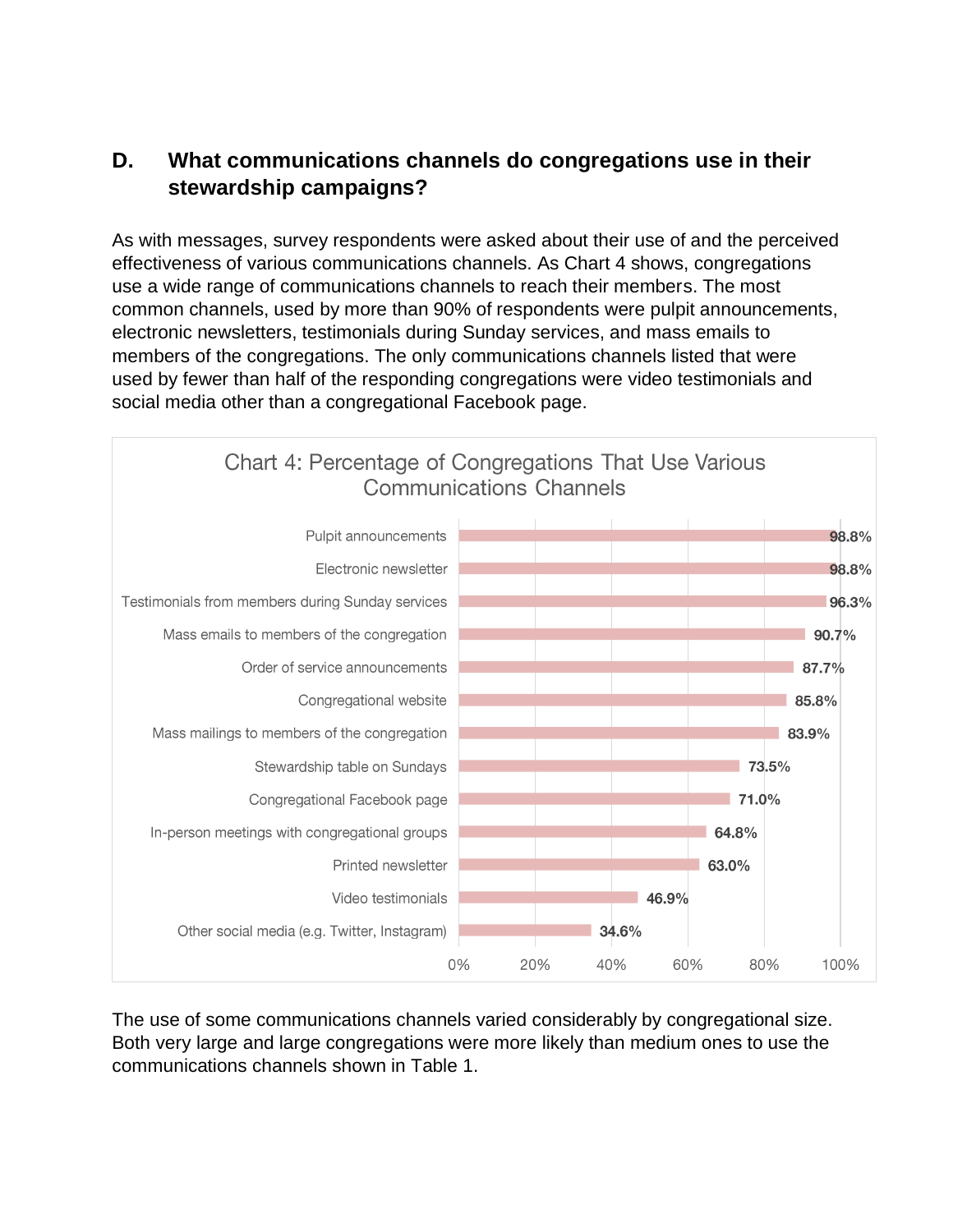## D. What communications channels do congregations use in their stewardship campaigns?

As with messages, survey respondents were asked about their use of and the perceived effectiveness of various communications channels. As Chart 4 shows, congregations use a wide range of communications channels to reach their members. The most common channels, used by more than 90% of respondents were pulpit announcements, electronic newsletters, testimonials during Sunday services, and mass emails to members of the congregations. The only communications channels listed that were used by fewer than half of the responding congregations were video testimonials and social media other than a congregational Facebook page.

Chart 4: Percentage of Congregations That Use Various Communications Channels

| Channel | Percentage |
|---|---|
| Pulpit announcements | 98.8% |
| Electronic newsletter | 98.8% |
| Testimonials from members during Sunday services | 96.3% |
| Mass emails to members of the congregation | 90.7% |
| Order of service announcements | 87.7% |
| Congregational website | 85.8% |
| Mass mailings to members of the congregation | 83.9% |
| Stewardship table on Sundays | 73.5% |
| Congregational Facebook page | 71.0% |
| In-person meetings with congregational groups | 64.8% |
| Printed newsletter | 63.0% |
| Video testimonials | 46.9% |
| Other social media (e.g. Twitter, Instagram) | 34.6% |

The use of some communications channels varied considerably by congregational size. Both very large and large congregations were more likely than medium ones to use the communications channels shown in Table 1.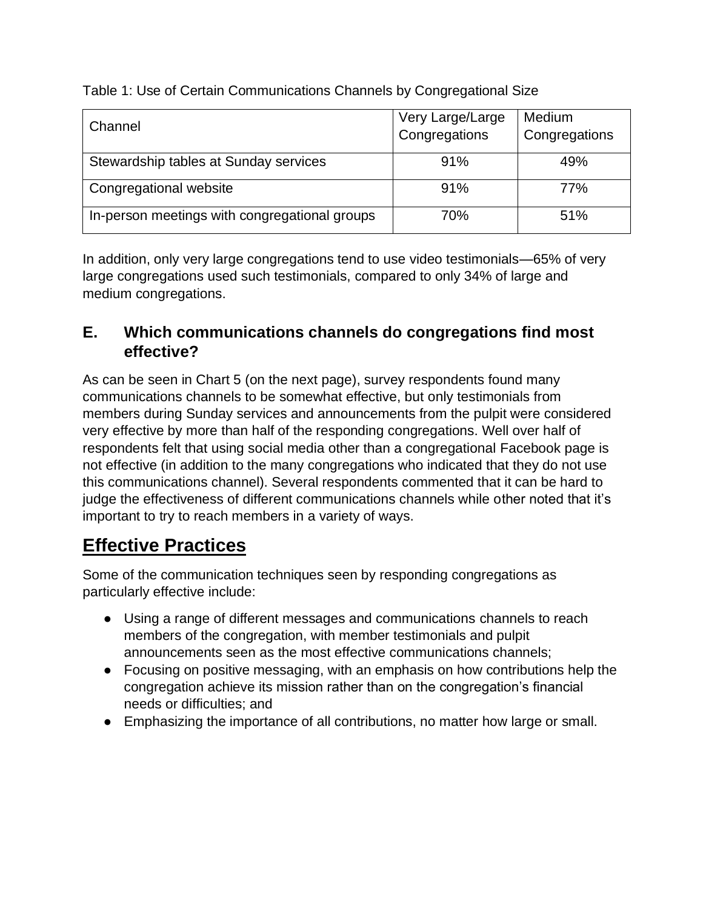Table 1: Use of Certain Communications Channels by Congregational Size

| Channel | Very Large/Large Congregations | Medium Congregations |
|---|---|---|
| Stewardship tables at Sunday services | 91% | 49% |
| Congregational website | 91% | 77% |
| In-person meetings with congregational groups | 70% | 51% |

In addition, only very large congregations tend to use video testimonials—65% of very large congregations used such testimonials, compared to only 34% of large and medium congregations.

### E. Which communications channels do congregations find most effective?

As can be seen in Chart 5 (on the next page), survey respondents found many communications channels to be somewhat effective, but only testimonials from members during Sunday services and announcements from the pulpit were considered very effective by more than half of the responding congregations. Well over half of respondents felt that using social media other than a congregational Facebook page is not effective (in addition to the many congregations who indicated that they do not use this communications channel). Several respondents commented that it can be hard to judge the effectiveness of different communications channels while other noted that it's important to try to reach members in a variety of ways.

## Effective Practices

Some of the communication techniques seen by responding congregations as particularly effective include:

- Using a range of different messages and communications channels to reach members of the congregation, with member testimonials and pulpit announcements seen as the most effective communications channels;
- Focusing on positive messaging, with an emphasis on how contributions help the congregation achieve its mission rather than on the congregation's financial needs or difficulties; and
- Emphasizing the importance of all contributions, no matter how large or small.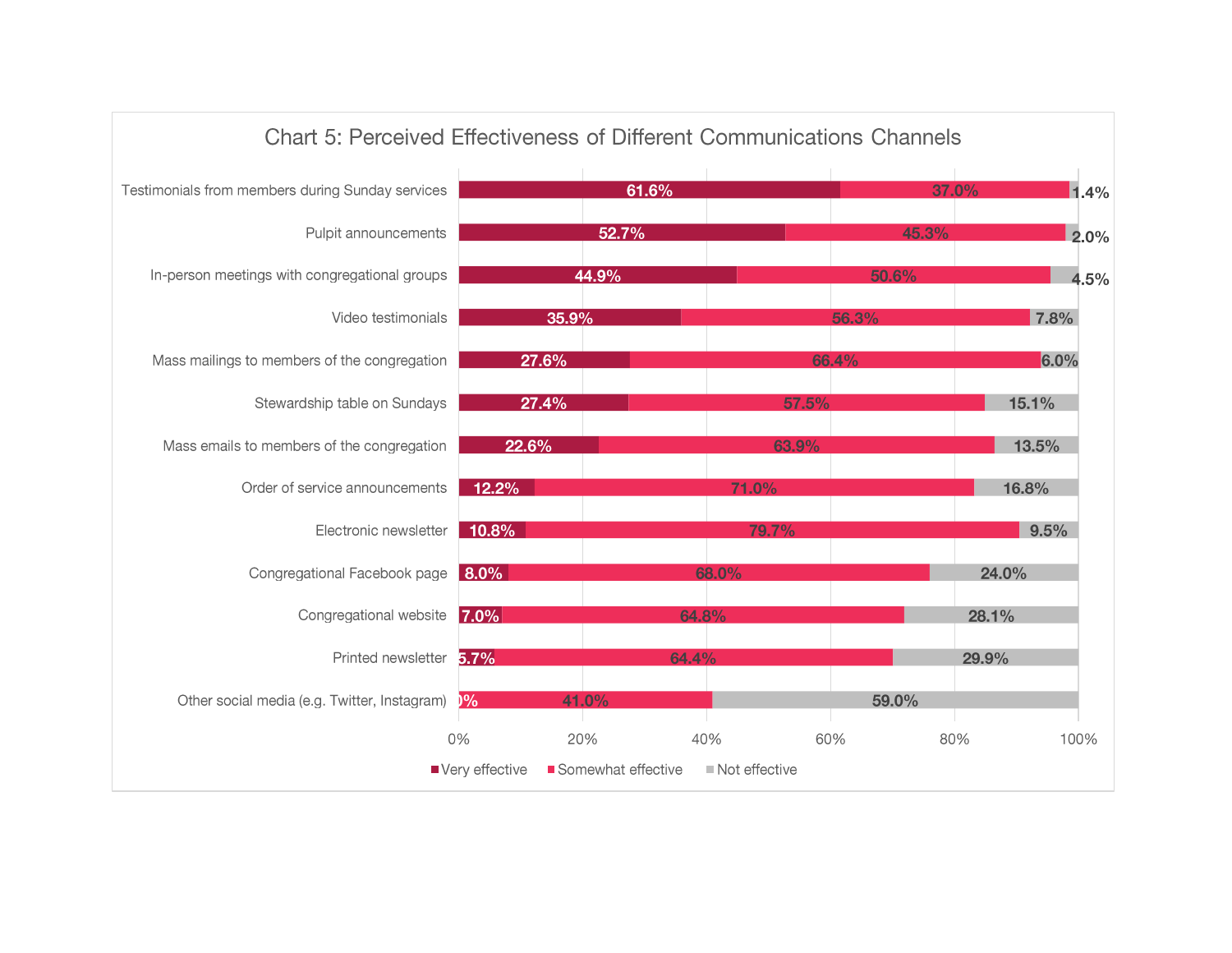Chart 5: Perceived Effectiveness of Different Communications Channels

Testimonials from members during Sunday services 61.6% 37.0% 1.4%

Pulpit announcements 52.7% 45.3% 2.0%

In-person meetings with congregational groups 44.9% 50.6% 4.5%

Video testimonials 35.9% 56.3% 7.8%

Mass mailings to members of the congregation 27.6% 66.4% 6.0%

Stewardship table on Sundays 27.4% 57.5% 15.1%

Mass emails to members of the congregation 22.6% 63.9% 13.5%

Order of service announcements 12.2% 71.0% 16.8%

Electronic newsletter 10.8% 79.7% 9.5%

Congregational Facebook page 8.0% 68.0% 24.0%

Congregational website 7.0% 64.8% 28.1%

Printed newsletter 5.7% 64.4% 29.9%

Other social media (e.g. Twitter, Instagram) 0% 41.0% 59.0%

0% 20% 40% 60% 80% 100%

Very effective Somewhat effective Not effective